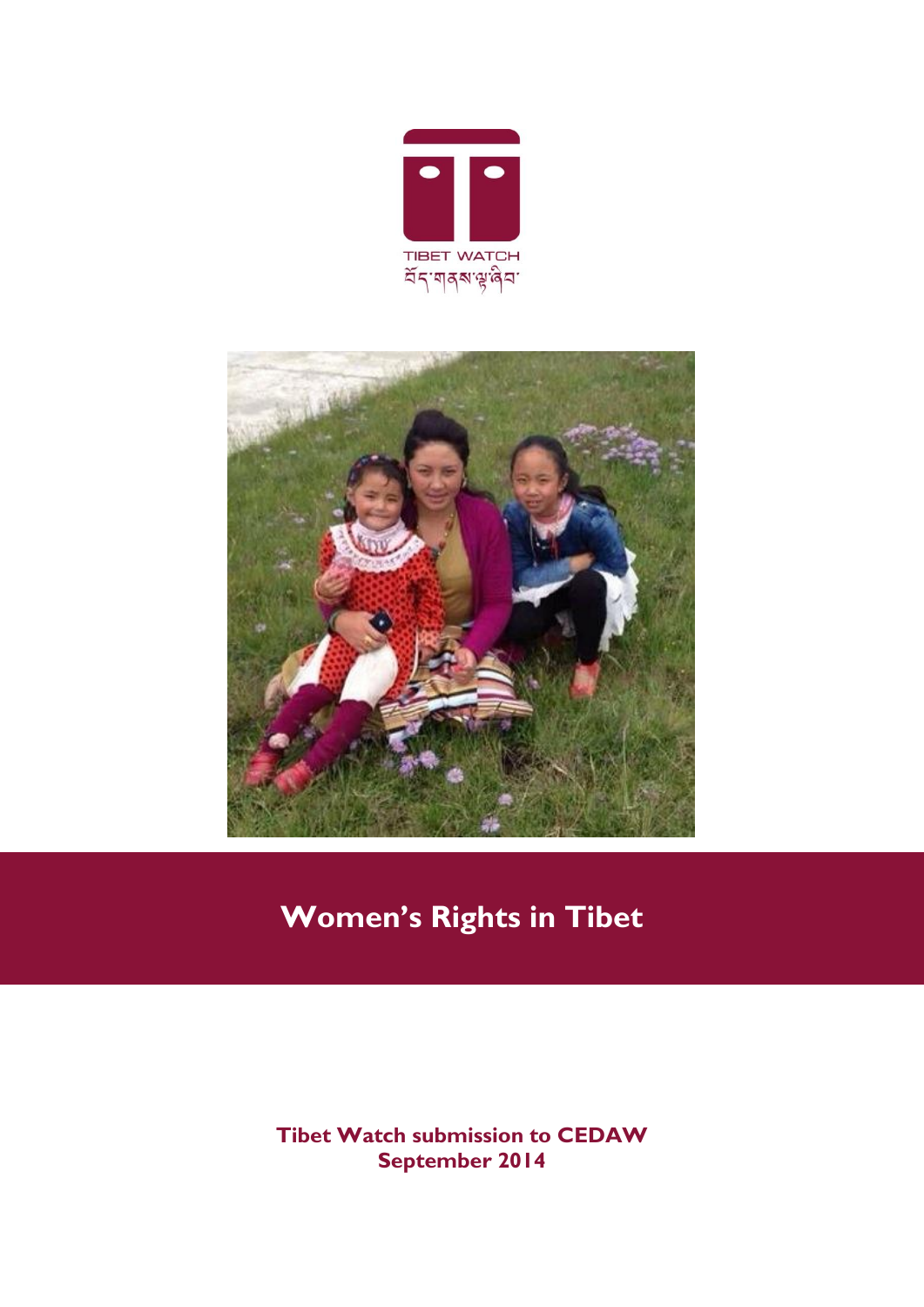TIBET WATCH

བོད་གནས་ལྟ་ཞིབ་

# Women's Rights in Tibet

**Tibet Watch submission to CEDAW**
**September 2014**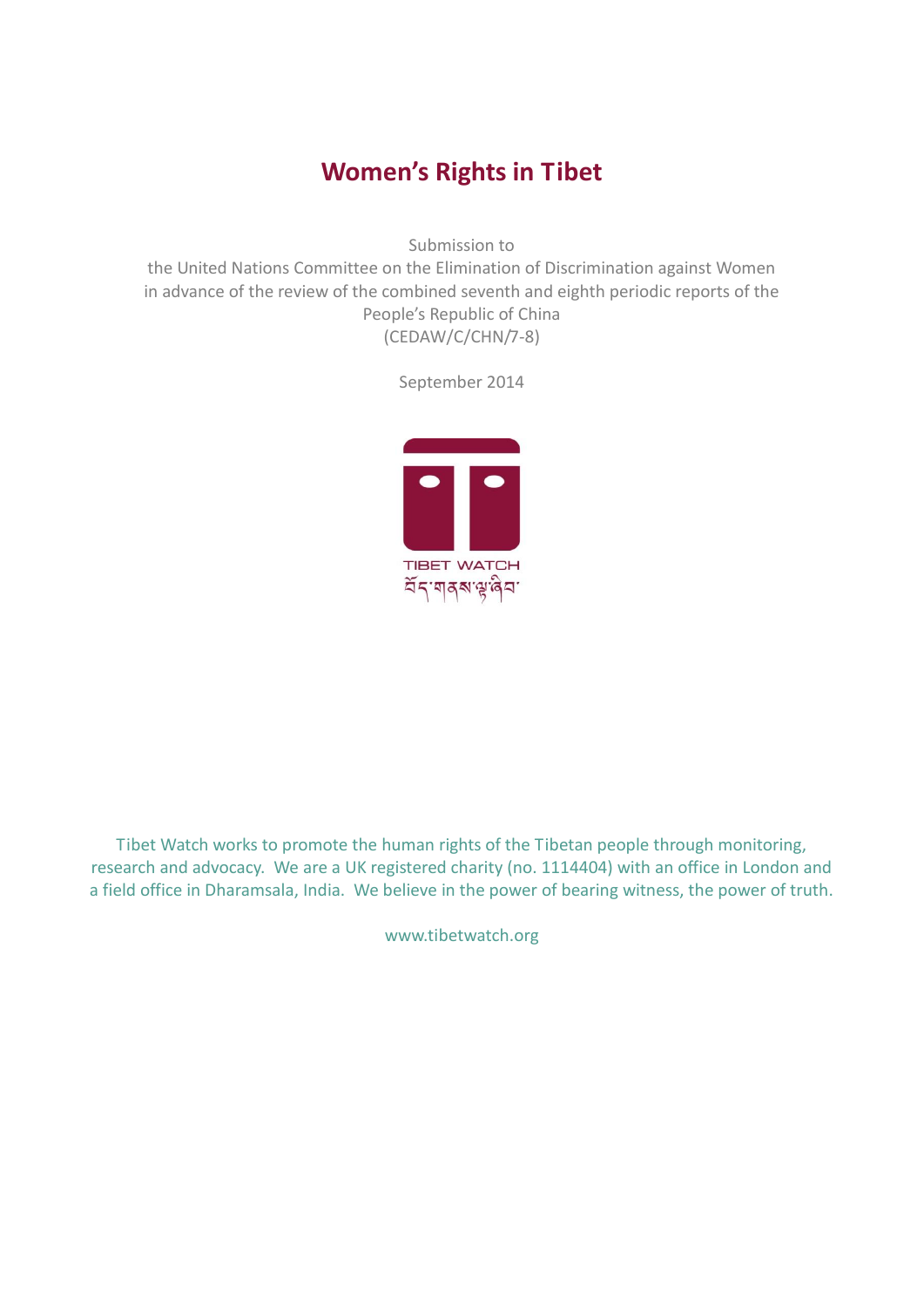# Women's Rights in Tibet

Submission to
the United Nations Committee on the Elimination of Discrimination against Women
in advance of the review of the combined seventh and eighth periodic reports of the
People's Republic of China
(CEDAW/C/CHN/7-8)

September 2014

TIBET WATCH

བོད་གནས་ལྟ་ཞིབ་

Tibet Watch works to promote the human rights of the Tibetan people through monitoring, research and advocacy. We are a UK registered charity (no. 1114404) with an office in London and a field office in Dharamsala, India. We believe in the power of bearing witness, the power of truth.

www.tibetwatch.org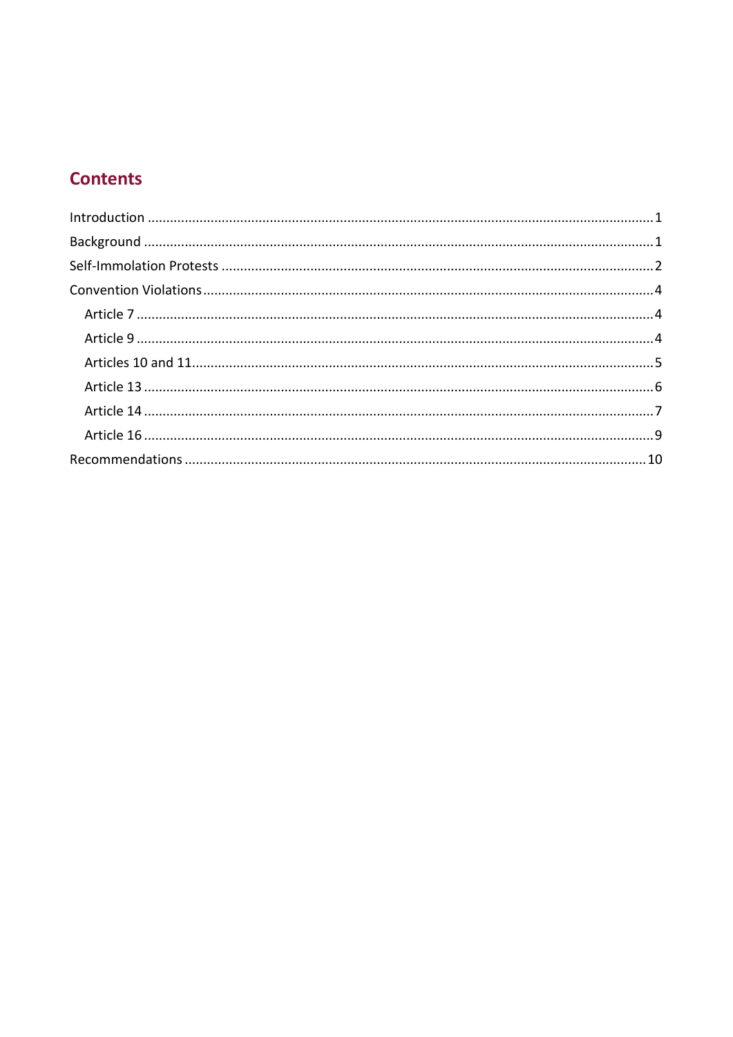## Contents

- Introduction ........................................................ 1
- Background ........................................................ 1
- Self-Immolation Protests ........................................................ 2
- Convention Violations ........................................................ 4
  - Article 7 ........................................................ 4
  - Article 9 ........................................................ 4
  - Articles 10 and 11 ........................................................ 5
  - Article 13 ........................................................ 6
  - Article 14 ........................................................ 7
  - Article 16 ........................................................ 9
- Recommendations ........................................................ 10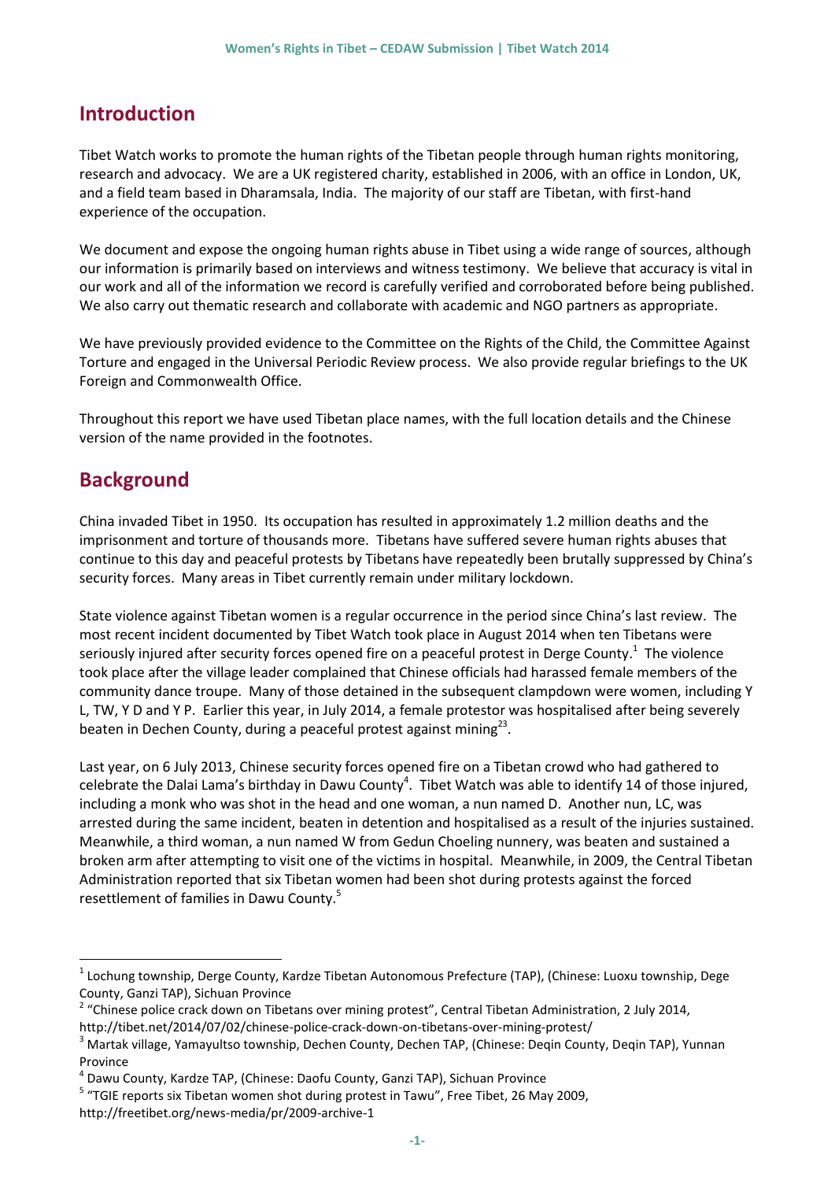## Introduction

Tibet Watch works to promote the human rights of the Tibetan people through human rights monitoring, research and advocacy. We are a UK registered charity, established in 2006, with an office in London, UK, and a field team based in Dharamsala, India. The majority of our staff are Tibetan, with first-hand experience of the occupation.

We document and expose the ongoing human rights abuse in Tibet using a wide range of sources, although our information is primarily based on interviews and witness testimony. We believe that accuracy is vital in our work and all of the information we record is carefully verified and corroborated before being published. We also carry out thematic research and collaborate with academic and NGO partners as appropriate.

We have previously provided evidence to the Committee on the Rights of the Child, the Committee Against Torture and engaged in the Universal Periodic Review process. We also provide regular briefings to the UK Foreign and Commonwealth Office.

Throughout this report we have used Tibetan place names, with the full location details and the Chinese version of the name provided in the footnotes.

## Background

China invaded Tibet in 1950. Its occupation has resulted in approximately 1.2 million deaths and the imprisonment and torture of thousands more. Tibetans have suffered severe human rights abuses that continue to this day and peaceful protests by Tibetans have repeatedly been brutally suppressed by China's security forces. Many areas in Tibet currently remain under military lockdown.

State violence against Tibetan women is a regular occurrence in the period since China's last review. The most recent incident documented by Tibet Watch took place in August 2014 when ten Tibetans were seriously injured after security forces opened fire on a peaceful protest in Derge County.[1] The violence took place after the village leader complained that Chinese officials had harassed female members of the community dance troupe. Many of those detained in the subsequent clampdown were women, including Y L, TW, Y D and Y P. Earlier this year, in July 2014, a female protestor was hospitalised after being severely beaten in Dechen County, during a peaceful protest against mining[2][3].

Last year, on 6 July 2013, Chinese security forces opened fire on a Tibetan crowd who had gathered to celebrate the Dalai Lama's birthday in Dawu County[4]. Tibet Watch was able to identify 14 of those injured, including a monk who was shot in the head and one woman, a nun named D. Another nun, LC, was arrested during the same incident, beaten in detention and hospitalised as a result of the injuries sustained. Meanwhile, a third woman, a nun named W from Gedun Choeling nunnery, was beaten and sustained a broken arm after attempting to visit one of the victims in hospital. Meanwhile, in 2009, the Central Tibetan Administration reported that six Tibetan women had been shot during protests against the forced resettlement of families in Dawu County.[5]

---

[1] Lochung township, Derge County, Kardze Tibetan Autonomous Prefecture (TAP), (Chinese: Luoxu township, Dege County, Ganzi TAP), Sichuan Province

[2] "Chinese police crack down on Tibetans over mining protest", Central Tibetan Administration, 2 July 2014, http://tibet.net/2014/07/02/chinese-police-crack-down-on-tibetans-over-mining-protest/

[3] Martak village, Yamayultso township, Dechen County, Dechen TAP, (Chinese: Deqin County, Deqin TAP), Yunnan Province

[4] Dawu County, Kardze TAP, (Chinese: Daofu County, Ganzi TAP), Sichuan Province

[5] "TGIE reports six Tibetan women shot during protest in Tawu", Free Tibet, 26 May 2009, http://freetibet.org/news-media/pr/2009-archive-1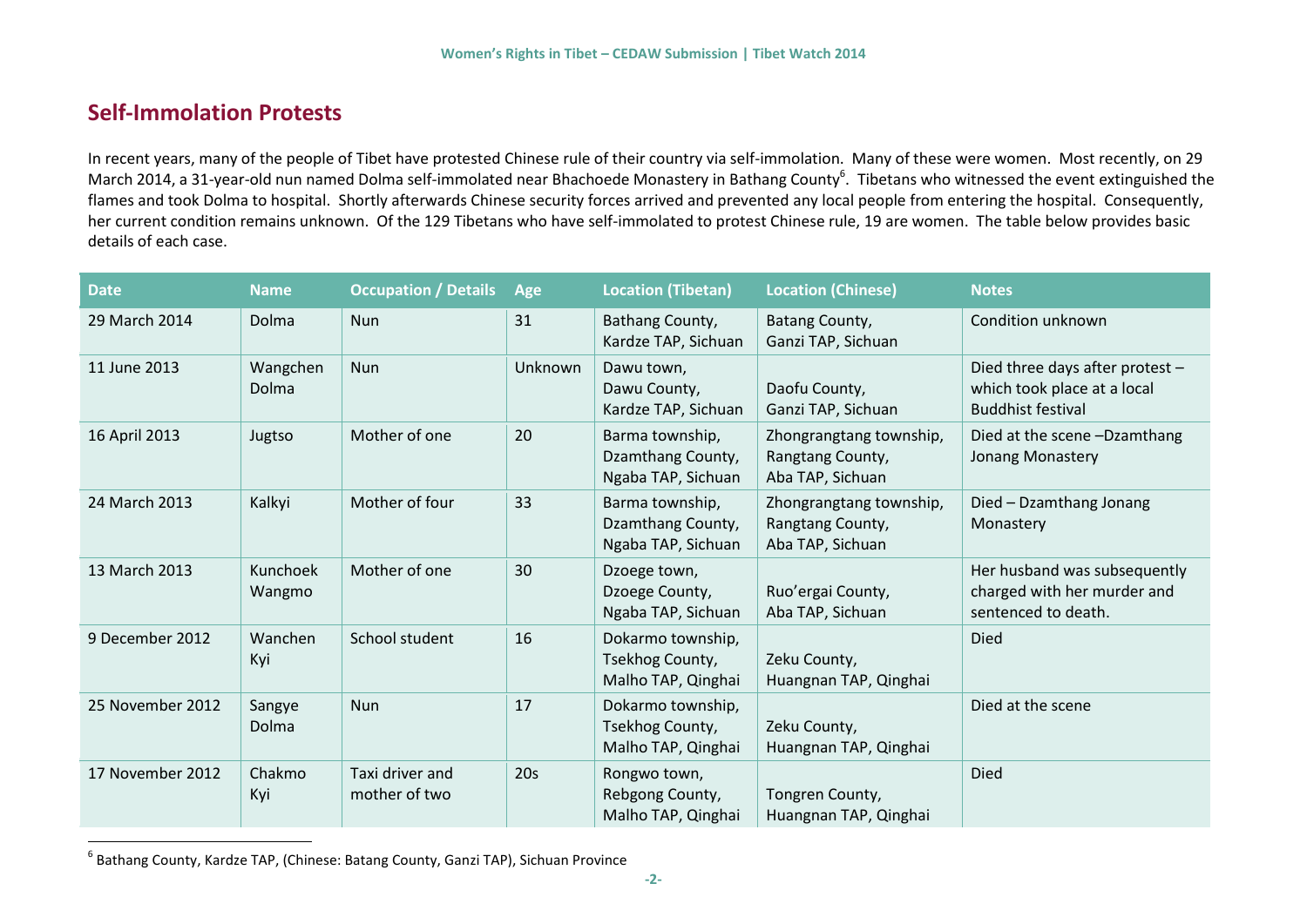## Self-Immolation Protests

In recent years, many of the people of Tibet have protested Chinese rule of their country via self-immolation. Many of these were women. Most recently, on 29 March 2014, a 31-year-old nun named Dolma self-immolated near Bhachoede Monastery in Bathang County[6]. Tibetans who witnessed the event extinguished the flames and took Dolma to hospital. Shortly afterwards Chinese security forces arrived and prevented any local people from entering the hospital. Consequently, her current condition remains unknown. Of the 129 Tibetans who have self-immolated to protest Chinese rule, 19 are women. The table below provides basic details of each case.

| Date | Name | Occupation / Details | Age | Location (Tibetan) | Location (Chinese) | Notes |
|---|---|---|---|---|---|---|
| 29 March 2014 | Dolma | Nun | 31 | Bathang County, Kardze TAP, Sichuan | Batang County, Ganzi TAP, Sichuan | Condition unknown |
| 11 June 2013 | Wangchen Dolma | Nun | Unknown | Dawu town, Dawu County, Kardze TAP, Sichuan | Daofu County, Ganzi TAP, Sichuan | Died three days after protest – which took place at a local Buddhist festival |
| 16 April 2013 | Jugtso | Mother of one | 20 | Barma township, Dzamthang County, Ngaba TAP, Sichuan | Zhongrangtang township, Rangtang County, Aba TAP, Sichuan | Died at the scene –Dzamthang Jonang Monastery |
| 24 March 2013 | Kalkyi | Mother of four | 33 | Barma township, Dzamthang County, Ngaba TAP, Sichuan | Zhongrangtang township, Rangtang County, Aba TAP, Sichuan | Died – Dzamthang Jonang Monastery |
| 13 March 2013 | Kunchoek Wangmo | Mother of one | 30 | Dzoege town, Dzoege County, Ngaba TAP, Sichuan | Ruo'ergai County, Aba TAP, Sichuan | Her husband was subsequently charged with her murder and sentenced to death. |
| 9 December 2012 | Wanchen Kyi | School student | 16 | Dokarmo township, Tsekhog County, Malho TAP, Qinghai | Zeku County, Huangnan TAP, Qinghai | Died |
| 25 November 2012 | Sangye Dolma | Nun | 17 | Dokarmo township, Tsekhog County, Malho TAP, Qinghai | Zeku County, Huangnan TAP, Qinghai | Died at the scene |
| 17 November 2012 | Chakmo Kyi | Taxi driver and mother of two | 20s | Rongwo town, Rebgong County, Malho TAP, Qinghai | Tongren County, Huangnan TAP, Qinghai | Died |

[6] Bathang County, Kardze TAP, (Chinese: Batang County, Ganzi TAP), Sichuan Province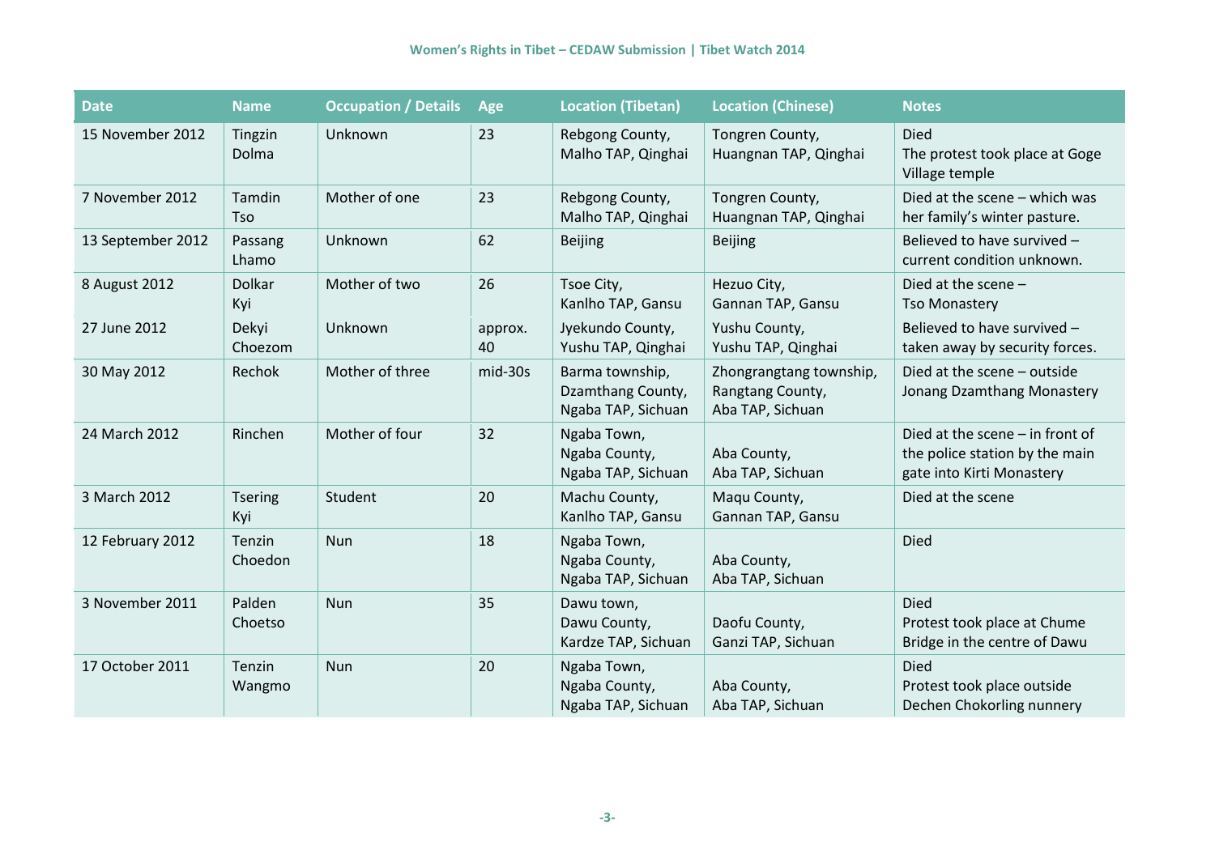| Date | Name | Occupation / Details | Age | Location (Tibetan) | Location (Chinese) | Notes |
|---|---|---|---|---|---|---|
| 15 November 2012 | Tingzin Dolma | Unknown | 23 | Rebgong County, Malho TAP, Qinghai | Tongren County, Huangnan TAP, Qinghai | Died The protest took place at Goge Village temple |
| 7 November 2012 | Tamdin Tso | Mother of one | 23 | Rebgong County, Malho TAP, Qinghai | Tongren County, Huangnan TAP, Qinghai | Died at the scene – which was her family's winter pasture. |
| 13 September 2012 | Passang Lhamo | Unknown | 62 | Beijing | Beijing | Believed to have survived – current condition unknown. |
| 8 August 2012 | Dolkar Kyi | Mother of two | 26 | Tsoe City, Kanlho TAP, Gansu | Hezuo City, Gannan TAP, Gansu | Died at the scene – Tso Monastery |
| 27 June 2012 | Dekyi Choezom | Unknown | approx. 40 | Jyekundo County, Yushu TAP, Qinghai | Yushu County, Yushu TAP, Qinghai | Believed to have survived – taken away by security forces. |
| 30 May 2012 | Rechok | Mother of three | mid-30s | Barma township, Dzamthang County, Ngaba TAP, Sichuan | Zhongrangtang township, Rangtang County, Aba TAP, Sichuan | Died at the scene – outside Jonang Dzamthang Monastery |
| 24 March 2012 | Rinchen | Mother of four | 32 | Ngaba Town, Ngaba County, Ngaba TAP, Sichuan | Aba County, Aba TAP, Sichuan | Died at the scene – in front of the police station by the main gate into Kirti Monastery |
| 3 March 2012 | Tsering Kyi | Student | 20 | Machu County, Kanlho TAP, Gansu | Maqu County, Gannan TAP, Gansu | Died at the scene |
| 12 February 2012 | Tenzin Choedon | Nun | 18 | Ngaba Town, Ngaba County, Ngaba TAP, Sichuan | Aba County, Aba TAP, Sichuan | Died |
| 3 November 2011 | Palden Choetso | Nun | 35 | Dawu town, Dawu County, Kardze TAP, Sichuan | Daofu County, Ganzi TAP, Sichuan | Died Protest took place at Chume Bridge in the centre of Dawu |
| 17 October 2011 | Tenzin Wangmo | Nun | 20 | Ngaba Town, Ngaba County, Ngaba TAP, Sichuan | Aba County, Aba TAP, Sichuan | Died Protest took place outside Dechen Chokorling nunnery |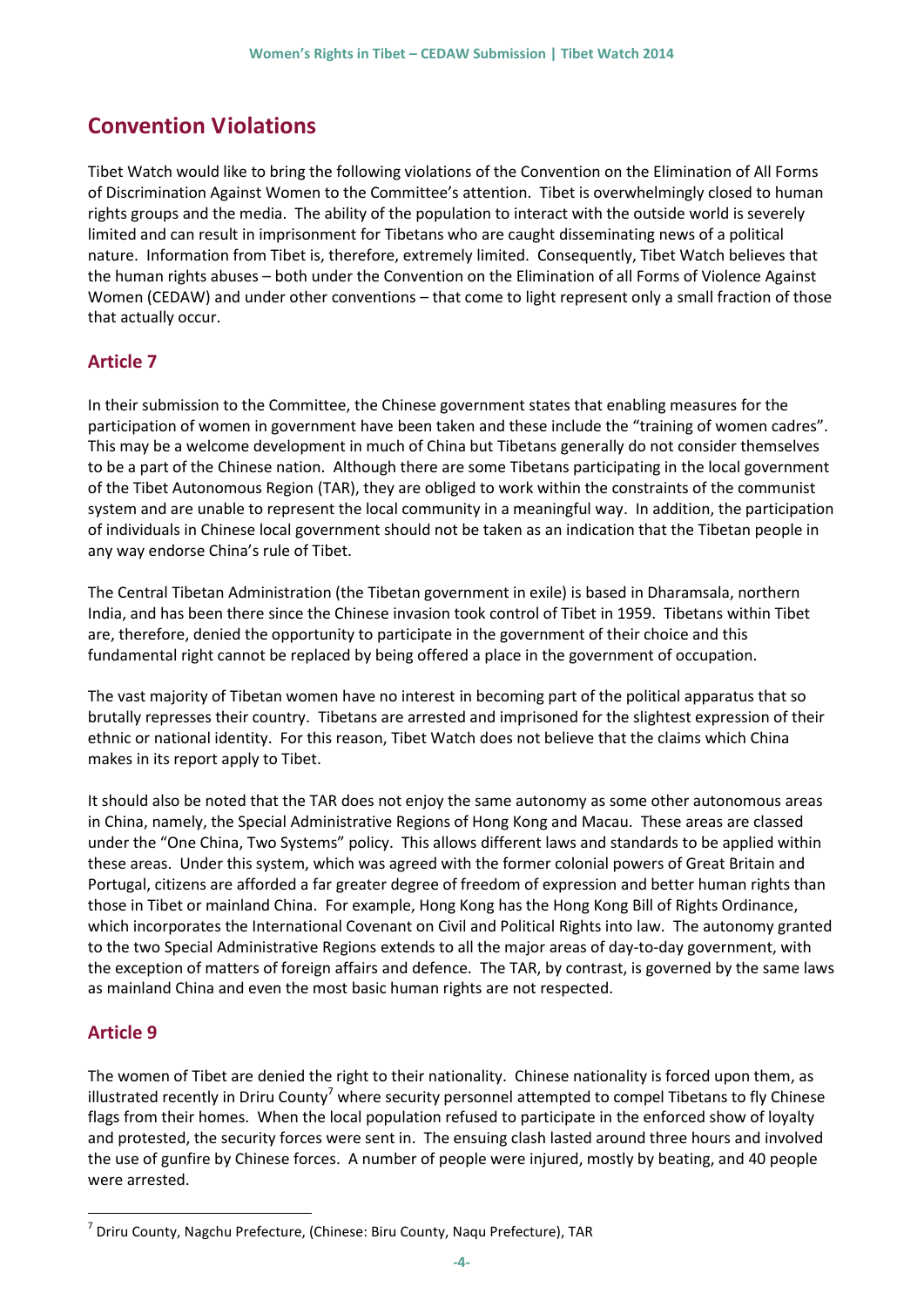## Convention Violations

Tibet Watch would like to bring the following violations of the Convention on the Elimination of All Forms of Discrimination Against Women to the Committee's attention. Tibet is overwhelmingly closed to human rights groups and the media. The ability of the population to interact with the outside world is severely limited and can result in imprisonment for Tibetans who are caught disseminating news of a political nature. Information from Tibet is, therefore, extremely limited. Consequently, Tibet Watch believes that the human rights abuses – both under the Convention on the Elimination of all Forms of Violence Against Women (CEDAW) and under other conventions – that come to light represent only a small fraction of those that actually occur.

### Article 7

In their submission to the Committee, the Chinese government states that enabling measures for the participation of women in government have been taken and these include the "training of women cadres". This may be a welcome development in much of China but Tibetans generally do not consider themselves to be a part of the Chinese nation. Although there are some Tibetans participating in the local government of the Tibet Autonomous Region (TAR), they are obliged to work within the constraints of the communist system and are unable to represent the local community in a meaningful way. In addition, the participation of individuals in Chinese local government should not be taken as an indication that the Tibetan people in any way endorse China's rule of Tibet.

The Central Tibetan Administration (the Tibetan government in exile) is based in Dharamsala, northern India, and has been there since the Chinese invasion took control of Tibet in 1959. Tibetans within Tibet are, therefore, denied the opportunity to participate in the government of their choice and this fundamental right cannot be replaced by being offered a place in the government of occupation.

The vast majority of Tibetan women have no interest in becoming part of the political apparatus that so brutally represses their country. Tibetans are arrested and imprisoned for the slightest expression of their ethnic or national identity. For this reason, Tibet Watch does not believe that the claims which China makes in its report apply to Tibet.

It should also be noted that the TAR does not enjoy the same autonomy as some other autonomous areas in China, namely, the Special Administrative Regions of Hong Kong and Macau. These areas are classed under the "One China, Two Systems" policy. This allows different laws and standards to be applied within these areas. Under this system, which was agreed with the former colonial powers of Great Britain and Portugal, citizens are afforded a far greater degree of freedom of expression and better human rights than those in Tibet or mainland China. For example, Hong Kong has the Hong Kong Bill of Rights Ordinance, which incorporates the International Covenant on Civil and Political Rights into law. The autonomy granted to the two Special Administrative Regions extends to all the major areas of day-to-day government, with the exception of matters of foreign affairs and defence. The TAR, by contrast, is governed by the same laws as mainland China and even the most basic human rights are not respected.

### Article 9

The women of Tibet are denied the right to their nationality. Chinese nationality is forced upon them, as illustrated recently in Driru County[7] where security personnel attempted to compel Tibetans to fly Chinese flags from their homes. When the local population refused to participate in the enforced show of loyalty and protested, the security forces were sent in. The ensuing clash lasted around three hours and involved the use of gunfire by Chinese forces. A number of people were injured, mostly by beating, and 40 people were arrested.

---

[7] Driru County, Nagchu Prefecture, (Chinese: Biru County, Naqu Prefecture), TAR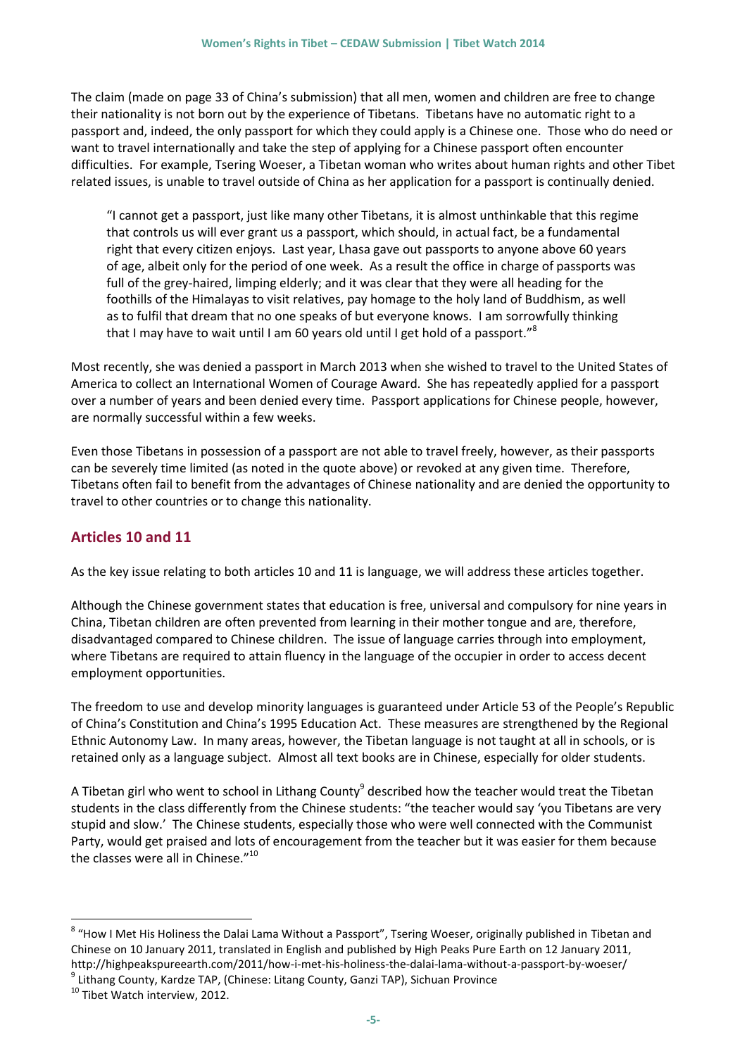The claim (made on page 33 of China's submission) that all men, women and children are free to change their nationality is not born out by the experience of Tibetans. Tibetans have no automatic right to a passport and, indeed, the only passport for which they could apply is a Chinese one. Those who do need or want to travel internationally and take the step of applying for a Chinese passport often encounter difficulties. For example, Tsering Woeser, a Tibetan woman who writes about human rights and other Tibet related issues, is unable to travel outside of China as her application for a passport is continually denied.

> "I cannot get a passport, just like many other Tibetans, it is almost unthinkable that this regime that controls us will ever grant us a passport, which should, in actual fact, be a fundamental right that every citizen enjoys. Last year, Lhasa gave out passports to anyone above 60 years of age, albeit only for the period of one week. As a result the office in charge of passports was full of the grey-haired, limping elderly; and it was clear that they were all heading for the foothills of the Himalayas to visit relatives, pay homage to the holy land of Buddhism, as well as to fulfil that dream that no one speaks of but everyone knows. I am sorrowfully thinking that I may have to wait until I am 60 years old until I get hold of a passport."[8]

Most recently, she was denied a passport in March 2013 when she wished to travel to the United States of America to collect an International Women of Courage Award. She has repeatedly applied for a passport over a number of years and been denied every time. Passport applications for Chinese people, however, are normally successful within a few weeks.

Even those Tibetans in possession of a passport are not able to travel freely, however, as their passports can be severely time limited (as noted in the quote above) or revoked at any given time. Therefore, Tibetans often fail to benefit from the advantages of Chinese nationality and are denied the opportunity to travel to other countries or to change this nationality.

## Articles 10 and 11

As the key issue relating to both articles 10 and 11 is language, we will address these articles together.

Although the Chinese government states that education is free, universal and compulsory for nine years in China, Tibetan children are often prevented from learning in their mother tongue and are, therefore, disadvantaged compared to Chinese children. The issue of language carries through into employment, where Tibetans are required to attain fluency in the language of the occupier in order to access decent employment opportunities.

The freedom to use and develop minority languages is guaranteed under Article 53 of the People's Republic of China's Constitution and China's 1995 Education Act. These measures are strengthened by the Regional Ethnic Autonomy Law. In many areas, however, the Tibetan language is not taught at all in schools, or is retained only as a language subject. Almost all text books are in Chinese, especially for older students.

A Tibetan girl who went to school in Lithang County[9] described how the teacher would treat the Tibetan students in the class differently from the Chinese students: "the teacher would say 'you Tibetans are very stupid and slow.' The Chinese students, especially those who were well connected with the Communist Party, would get praised and lots of encouragement from the teacher but it was easier for them because the classes were all in Chinese."[10]

---

[8] "How I Met His Holiness the Dalai Lama Without a Passport", Tsering Woeser, originally published in Tibetan and Chinese on 10 January 2011, translated in English and published by High Peaks Pure Earth on 12 January 2011, http://highpeakspureearth.com/2011/how-i-met-his-holiness-the-dalai-lama-without-a-passport-by-woeser/

[9] Lithang County, Kardze TAP, (Chinese: Litang County, Ganzi TAP), Sichuan Province

[10] Tibet Watch interview, 2012.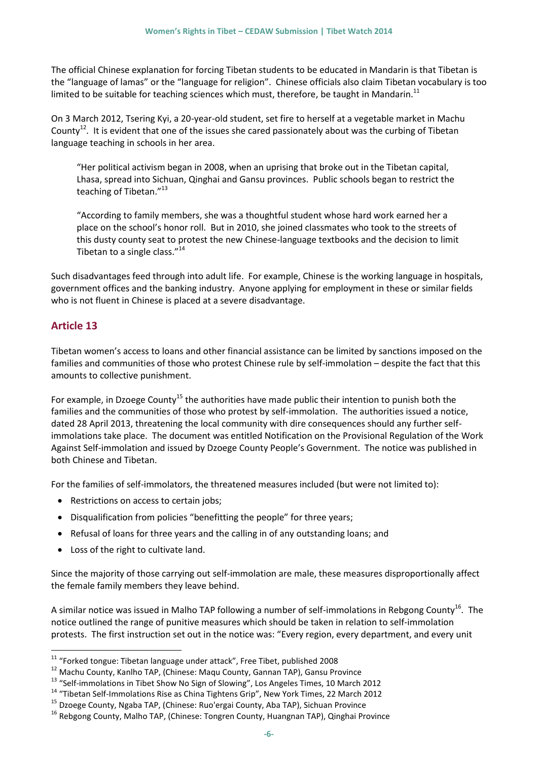The official Chinese explanation for forcing Tibetan students to be educated in Mandarin is that Tibetan is the "language of lamas" or the "language for religion". Chinese officials also claim Tibetan vocabulary is too limited to be suitable for teaching sciences which must, therefore, be taught in Mandarin.[11]

On 3 March 2012, Tsering Kyi, a 20-year-old student, set fire to herself at a vegetable market in Machu County[12]. It is evident that one of the issues she cared passionately about was the curbing of Tibetan language teaching in schools in her area.

> "Her political activism began in 2008, when an uprising that broke out in the Tibetan capital, Lhasa, spread into Sichuan, Qinghai and Gansu provinces. Public schools began to restrict the teaching of Tibetan."[13]
>
> "According to family members, she was a thoughtful student whose hard work earned her a place on the school's honor roll. But in 2010, she joined classmates who took to the streets of this dusty county seat to protest the new Chinese-language textbooks and the decision to limit Tibetan to a single class."[14]

Such disadvantages feed through into adult life. For example, Chinese is the working language in hospitals, government offices and the banking industry. Anyone applying for employment in these or similar fields who is not fluent in Chinese is placed at a severe disadvantage.

## Article 13

Tibetan women's access to loans and other financial assistance can be limited by sanctions imposed on the families and communities of those who protest Chinese rule by self-immolation – despite the fact that this amounts to collective punishment.

For example, in Dzoege County[15] the authorities have made public their intention to punish both the families and the communities of those who protest by self-immolation. The authorities issued a notice, dated 28 April 2013, threatening the local community with dire consequences should any further self-immolations take place. The document was entitled Notification on the Provisional Regulation of the Work Against Self-immolation and issued by Dzoege County People's Government. The notice was published in both Chinese and Tibetan.

For the families of self-immolators, the threatened measures included (but were not limited to):

- Restrictions on access to certain jobs;
- Disqualification from policies "benefitting the people" for three years;
- Refusal of loans for three years and the calling in of any outstanding loans; and
- Loss of the right to cultivate land.

Since the majority of those carrying out self-immolation are male, these measures disproportionally affect the female family members they leave behind.

A similar notice was issued in Malho TAP following a number of self-immolations in Rebgong County[16]. The notice outlined the range of punitive measures which should be taken in relation to self-immolation protests. The first instruction set out in the notice was: "Every region, every department, and every unit

---

[11] "Forked tongue: Tibetan language under attack", Free Tibet, published 2008

[12] Machu County, Kanlho TAP, (Chinese: Maqu County, Gannan TAP), Gansu Province

[13] "Self-immolations in Tibet Show No Sign of Slowing", Los Angeles Times, 10 March 2012

[14] "Tibetan Self-Immolations Rise as China Tightens Grip", New York Times, 22 March 2012

[15] Dzoege County, Ngaba TAP, (Chinese: Ruo'ergai County, Aba TAP), Sichuan Province

[16] Rebgong County, Malho TAP, (Chinese: Tongren County, Huangnan TAP), Qinghai Province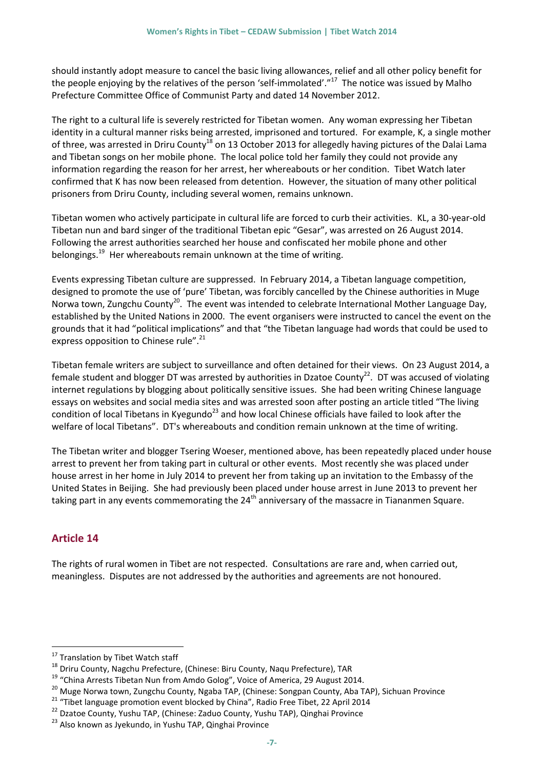should instantly adopt measure to cancel the basic living allowances, relief and all other policy benefit for the people enjoying by the relatives of the person 'self-immolated'."[17] The notice was issued by Malho Prefecture Committee Office of Communist Party and dated 14 November 2012.

The right to a cultural life is severely restricted for Tibetan women. Any woman expressing her Tibetan identity in a cultural manner risks being arrested, imprisoned and tortured. For example, K, a single mother of three, was arrested in Driru County[18] on 13 October 2013 for allegedly having pictures of the Dalai Lama and Tibetan songs on her mobile phone. The local police told her family they could not provide any information regarding the reason for her arrest, her whereabouts or her condition. Tibet Watch later confirmed that K has now been released from detention. However, the situation of many other political prisoners from Driru County, including several women, remains unknown.

Tibetan women who actively participate in cultural life are forced to curb their activities. KL, a 30-year-old Tibetan nun and bard singer of the traditional Tibetan epic "Gesar", was arrested on 26 August 2014. Following the arrest authorities searched her house and confiscated her mobile phone and other belongings.[19] Her whereabouts remain unknown at the time of writing.

Events expressing Tibetan culture are suppressed. In February 2014, a Tibetan language competition, designed to promote the use of 'pure' Tibetan, was forcibly cancelled by the Chinese authorities in Muge Norwa town, Zungchu County[20]. The event was intended to celebrate International Mother Language Day, established by the United Nations in 2000. The event organisers were instructed to cancel the event on the grounds that it had "political implications" and that "the Tibetan language had words that could be used to express opposition to Chinese rule".[21]

Tibetan female writers are subject to surveillance and often detained for their views. On 23 August 2014, a female student and blogger DT was arrested by authorities in Dzatoe County[22]. DT was accused of violating internet regulations by blogging about politically sensitive issues. She had been writing Chinese language essays on websites and social media sites and was arrested soon after posting an article titled "The living condition of local Tibetans in Kyegundo[23] and how local Chinese officials have failed to look after the welfare of local Tibetans". DT's whereabouts and condition remain unknown at the time of writing.

The Tibetan writer and blogger Tsering Woeser, mentioned above, has been repeatedly placed under house arrest to prevent her from taking part in cultural or other events. Most recently she was placed under house arrest in her home in July 2014 to prevent her from taking up an invitation to the Embassy of the United States in Beijing. She had previously been placed under house arrest in June 2013 to prevent her taking part in any events commemorating the 24th anniversary of the massacre in Tiananmen Square.

## Article 14

The rights of rural women in Tibet are not respected. Consultations are rare and, when carried out, meaningless. Disputes are not addressed by the authorities and agreements are not honoured.

---

[17] Translation by Tibet Watch staff

[18] Driru County, Nagchu Prefecture, (Chinese: Biru County, Naqu Prefecture), TAR

[19] "China Arrests Tibetan Nun from Amdo Golog", Voice of America, 29 August 2014.

[20] Muge Norwa town, Zungchu County, Ngaba TAP, (Chinese: Songpan County, Aba TAP), Sichuan Province

[21] "Tibet language promotion event blocked by China", Radio Free Tibet, 22 April 2014

[22] Dzatoe County, Yushu TAP, (Chinese: Zaduo County, Yushu TAP), Qinghai Province

[23] Also known as Jyekundo, in Yushu TAP, Qinghai Province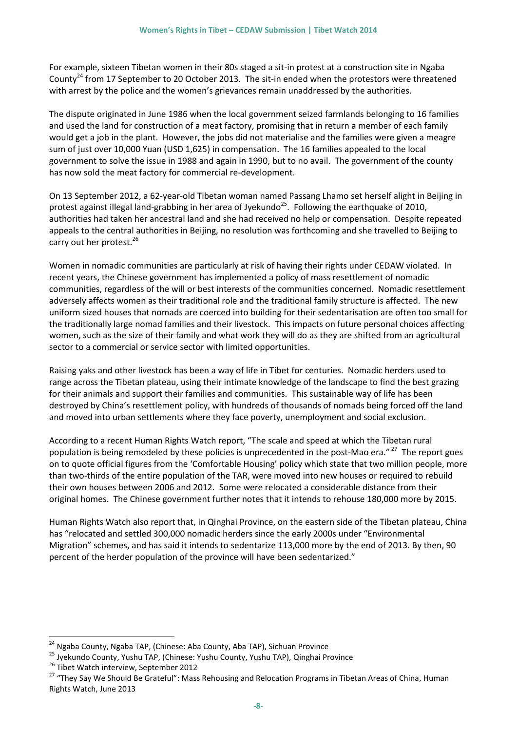For example, sixteen Tibetan women in their 80s staged a sit-in protest at a construction site in Ngaba County[24] from 17 September to 20 October 2013. The sit-in ended when the protestors were threatened with arrest by the police and the women's grievances remain unaddressed by the authorities.

The dispute originated in June 1986 when the local government seized farmlands belonging to 16 families and used the land for construction of a meat factory, promising that in return a member of each family would get a job in the plant. However, the jobs did not materialise and the families were given a meagre sum of just over 10,000 Yuan (USD 1,625) in compensation. The 16 families appealed to the local government to solve the issue in 1988 and again in 1990, but to no avail. The government of the county has now sold the meat factory for commercial re-development.

On 13 September 2012, a 62-year-old Tibetan woman named Passang Lhamo set herself alight in Beijing in protest against illegal land-grabbing in her area of Jyekundo[25]. Following the earthquake of 2010, authorities had taken her ancestral land and she had received no help or compensation. Despite repeated appeals to the central authorities in Beijing, no resolution was forthcoming and she travelled to Beijing to carry out her protest.[26]

Women in nomadic communities are particularly at risk of having their rights under CEDAW violated. In recent years, the Chinese government has implemented a policy of mass resettlement of nomadic communities, regardless of the will or best interests of the communities concerned. Nomadic resettlement adversely affects women as their traditional role and the traditional family structure is affected. The new uniform sized houses that nomads are coerced into building for their sedentarisation are often too small for the traditionally large nomad families and their livestock. This impacts on future personal choices affecting women, such as the size of their family and what work they will do as they are shifted from an agricultural sector to a commercial or service sector with limited opportunities.

Raising yaks and other livestock has been a way of life in Tibet for centuries. Nomadic herders used to range across the Tibetan plateau, using their intimate knowledge of the landscape to find the best grazing for their animals and support their families and communities. This sustainable way of life has been destroyed by China's resettlement policy, with hundreds of thousands of nomads being forced off the land and moved into urban settlements where they face poverty, unemployment and social exclusion.

According to a recent Human Rights Watch report, "The scale and speed at which the Tibetan rural population is being remodeled by these policies is unprecedented in the post-Mao era."[27] The report goes on to quote official figures from the 'Comfortable Housing' policy which state that two million people, more than two-thirds of the entire population of the TAR, were moved into new houses or required to rebuild their own houses between 2006 and 2012. Some were relocated a considerable distance from their original homes. The Chinese government further notes that it intends to rehouse 180,000 more by 2015.

Human Rights Watch also report that, in Qinghai Province, on the eastern side of the Tibetan plateau, China has "relocated and settled 300,000 nomadic herders since the early 2000s under "Environmental Migration" schemes, and has said it intends to sedentarize 113,000 more by the end of 2013. By then, 90 percent of the herder population of the province will have been sedentarized."

---

[24] Ngaba County, Ngaba TAP, (Chinese: Aba County, Aba TAP), Sichuan Province

[25] Jyekundo County, Yushu TAP, (Chinese: Yushu County, Yushu TAP), Qinghai Province

[26] Tibet Watch interview, September 2012

[27] "They Say We Should Be Grateful": Mass Rehousing and Relocation Programs in Tibetan Areas of China, Human Rights Watch, June 2013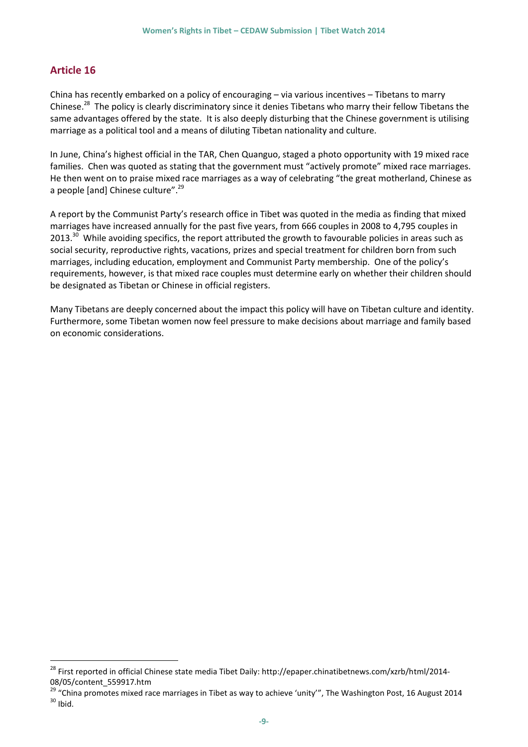## Article 16

China has recently embarked on a policy of encouraging – via various incentives – Tibetans to marry Chinese.[28] The policy is clearly discriminatory since it denies Tibetans who marry their fellow Tibetans the same advantages offered by the state. It is also deeply disturbing that the Chinese government is utilising marriage as a political tool and a means of diluting Tibetan nationality and culture.

In June, China's highest official in the TAR, Chen Quanguo, staged a photo opportunity with 19 mixed race families. Chen was quoted as stating that the government must "actively promote" mixed race marriages. He then went on to praise mixed race marriages as a way of celebrating "the great motherland, Chinese as a people [and] Chinese culture".[29]

A report by the Communist Party's research office in Tibet was quoted in the media as finding that mixed marriages have increased annually for the past five years, from 666 couples in 2008 to 4,795 couples in 2013.[30] While avoiding specifics, the report attributed the growth to favourable policies in areas such as social security, reproductive rights, vacations, prizes and special treatment for children born from such marriages, including education, employment and Communist Party membership. One of the policy's requirements, however, is that mixed race couples must determine early on whether their children should be designated as Tibetan or Chinese in official registers.

Many Tibetans are deeply concerned about the impact this policy will have on Tibetan culture and identity. Furthermore, some Tibetan women now feel pressure to make decisions about marriage and family based on economic considerations.

---

[28] First reported in official Chinese state media Tibet Daily: http://epaper.chinatibetnews.com/xzrb/html/2014-08/05/content_559917.htm

[29] "China promotes mixed race marriages in Tibet as way to achieve 'unity'", The Washington Post, 16 August 2014

[30] Ibid.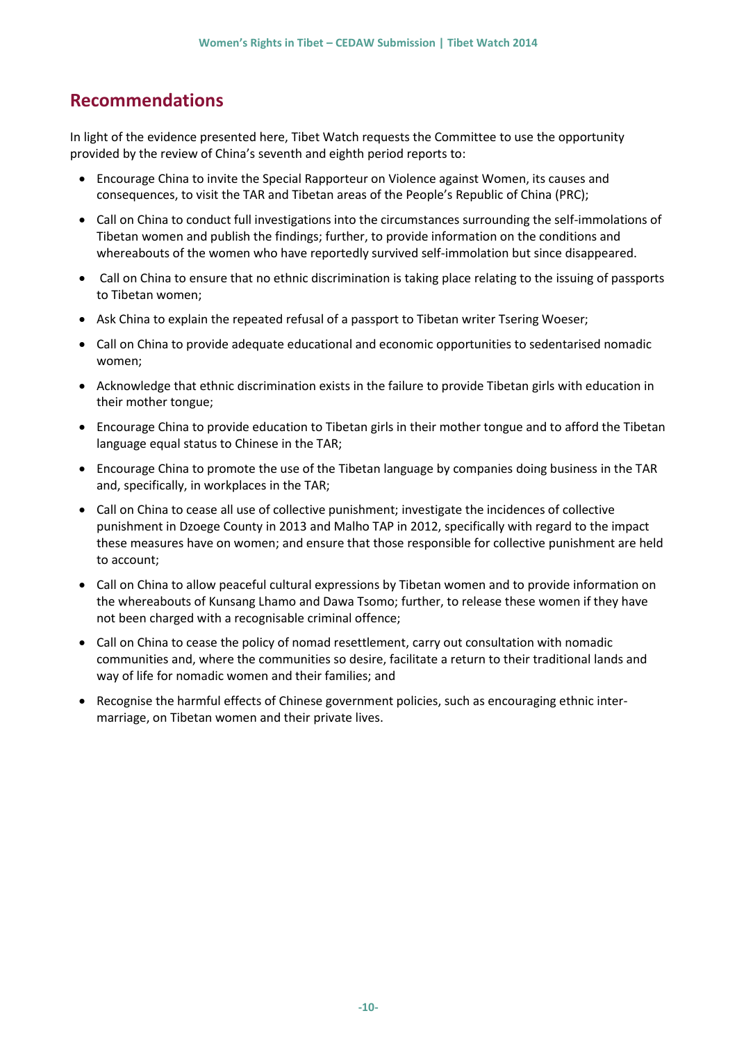## Recommendations

In light of the evidence presented here, Tibet Watch requests the Committee to use the opportunity provided by the review of China's seventh and eighth period reports to:

- Encourage China to invite the Special Rapporteur on Violence against Women, its causes and consequences, to visit the TAR and Tibetan areas of the People's Republic of China (PRC);
- Call on China to conduct full investigations into the circumstances surrounding the self-immolations of Tibetan women and publish the findings; further, to provide information on the conditions and whereabouts of the women who have reportedly survived self-immolation but since disappeared.
- Call on China to ensure that no ethnic discrimination is taking place relating to the issuing of passports to Tibetan women;
- Ask China to explain the repeated refusal of a passport to Tibetan writer Tsering Woeser;
- Call on China to provide adequate educational and economic opportunities to sedentarised nomadic women;
- Acknowledge that ethnic discrimination exists in the failure to provide Tibetan girls with education in their mother tongue;
- Encourage China to provide education to Tibetan girls in their mother tongue and to afford the Tibetan language equal status to Chinese in the TAR;
- Encourage China to promote the use of the Tibetan language by companies doing business in the TAR and, specifically, in workplaces in the TAR;
- Call on China to cease all use of collective punishment; investigate the incidences of collective punishment in Dzoege County in 2013 and Malho TAP in 2012, specifically with regard to the impact these measures have on women; and ensure that those responsible for collective punishment are held to account;
- Call on China to allow peaceful cultural expressions by Tibetan women and to provide information on the whereabouts of Kunsang Lhamo and Dawa Tsomo; further, to release these women if they have not been charged with a recognisable criminal offence;
- Call on China to cease the policy of nomad resettlement, carry out consultation with nomadic communities and, where the communities so desire, facilitate a return to their traditional lands and way of life for nomadic women and their families; and
- Recognise the harmful effects of Chinese government policies, such as encouraging ethnic inter-marriage, on Tibetan women and their private lives.